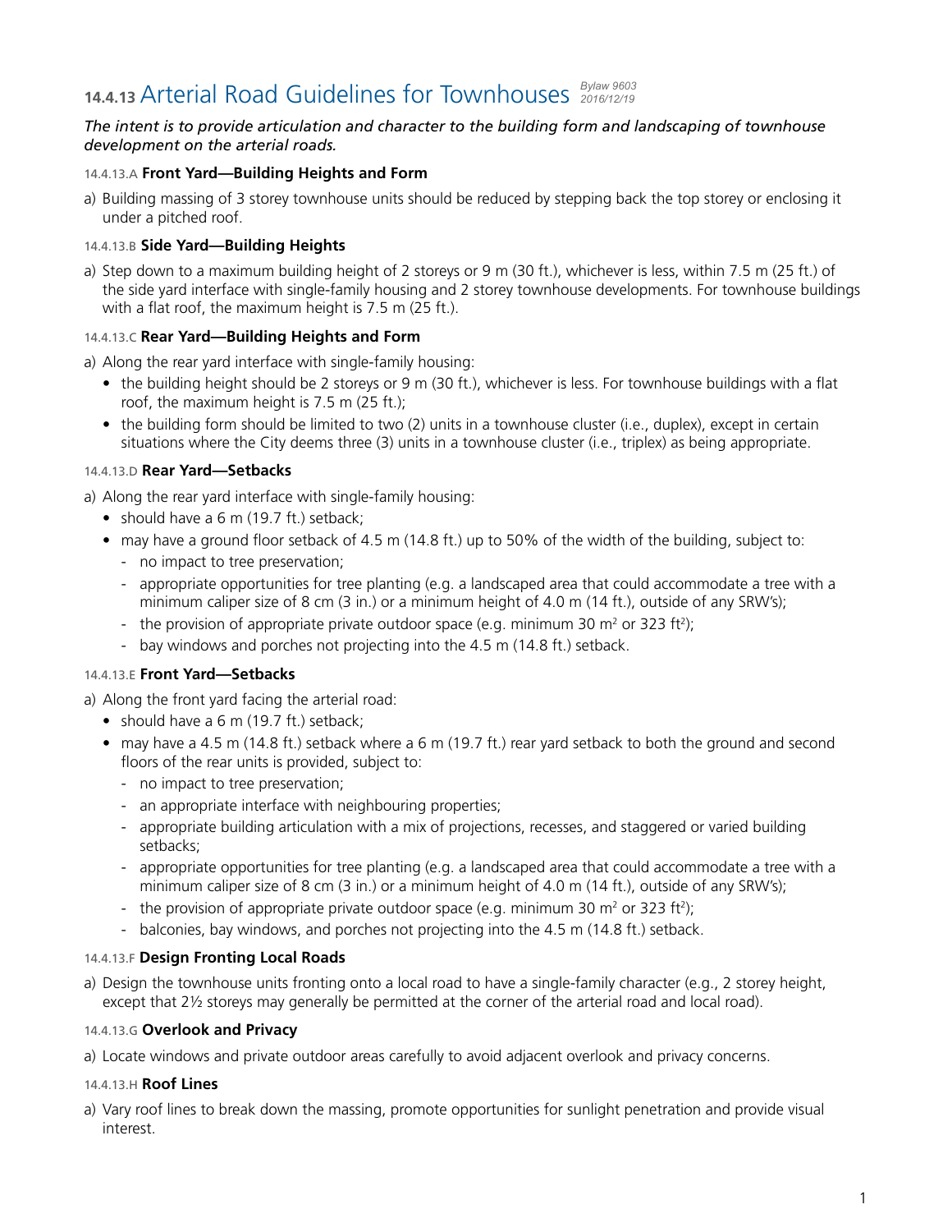## 14.4.13 Arterial Road Guidelines for Townhouses

*Bylaw 9603 2016/12/19*

*The intent is to provide articulation and character to the building form and landscaping of townhouse development on the arterial roads.*

### 14.4.13.A **Front Yard—Building Heights and Form**

a) Building massing of 3 storey townhouse units should be reduced by stepping back the top storey or enclosing it under a pitched roof.

### 14.4.13.B **Side Yard—Building Heights**

a) Step down to a maximum building height of 2 storeys or 9 m (30 ft.), whichever is less, within 7.5 m (25 ft.) of the side yard interface with single-family housing and 2 storey townhouse developments. For townhouse buildings with a flat roof, the maximum height is 7.5 m (25 ft.).

### 14.4.13.C **Rear Yard—Building Heights and Form**

a) Along the rear yard interface with single-family housing:
   - the building height should be 2 storeys or 9 m (30 ft.), whichever is less. For townhouse buildings with a flat roof, the maximum height is 7.5 m (25 ft.);
   - the building form should be limited to two (2) units in a townhouse cluster (i.e., duplex), except in certain situations where the City deems three (3) units in a townhouse cluster (i.e., triplex) as being appropriate.

### 14.4.13.D **Rear Yard—Setbacks**

a) Along the rear yard interface with single-family housing:
   - should have a 6 m (19.7 ft.) setback;
   - may have a ground floor setback of 4.5 m (14.8 ft.) up to 50% of the width of the building, subject to:
     - no impact to tree preservation;
     - appropriate opportunities for tree planting (e.g. a landscaped area that could accommodate a tree with a minimum caliper size of 8 cm (3 in.) or a minimum height of 4.0 m (14 ft.), outside of any SRW's);
     - the provision of appropriate private outdoor space (e.g. minimum 30 $m^2$ or 323 $ft^2$);
     - bay windows and porches not projecting into the 4.5 m (14.8 ft.) setback.

### 14.4.13.E **Front Yard—Setbacks**

a) Along the front yard facing the arterial road:
   - should have a 6 m (19.7 ft.) setback;
   - may have a 4.5 m (14.8 ft.) setback where a 6 m (19.7 ft.) rear yard setback to both the ground and second floors of the rear units is provided, subject to:
     - no impact to tree preservation;
     - an appropriate interface with neighbouring properties;
     - appropriate building articulation with a mix of projections, recesses, and staggered or varied building setbacks;
     - appropriate opportunities for tree planting (e.g. a landscaped area that could accommodate a tree with a minimum caliper size of 8 cm (3 in.) or a minimum height of 4.0 m (14 ft.), outside of any SRW's);
     - the provision of appropriate private outdoor space (e.g. minimum 30 $m^2$ or 323 $ft^2$);
     - balconies, bay windows, and porches not projecting into the 4.5 m (14.8 ft.) setback.

### 14.4.13.F **Design Fronting Local Roads**

a) Design the townhouse units fronting onto a local road to have a single-family character (e.g., 2 storey height, except that 2½ storeys may generally be permitted at the corner of the arterial road and local road).

### 14.4.13.G **Overlook and Privacy**

a) Locate windows and private outdoor areas carefully to avoid adjacent overlook and privacy concerns.

### 14.4.13.H **Roof Lines**

a) Vary roof lines to break down the massing, promote opportunities for sunlight penetration and provide visual interest.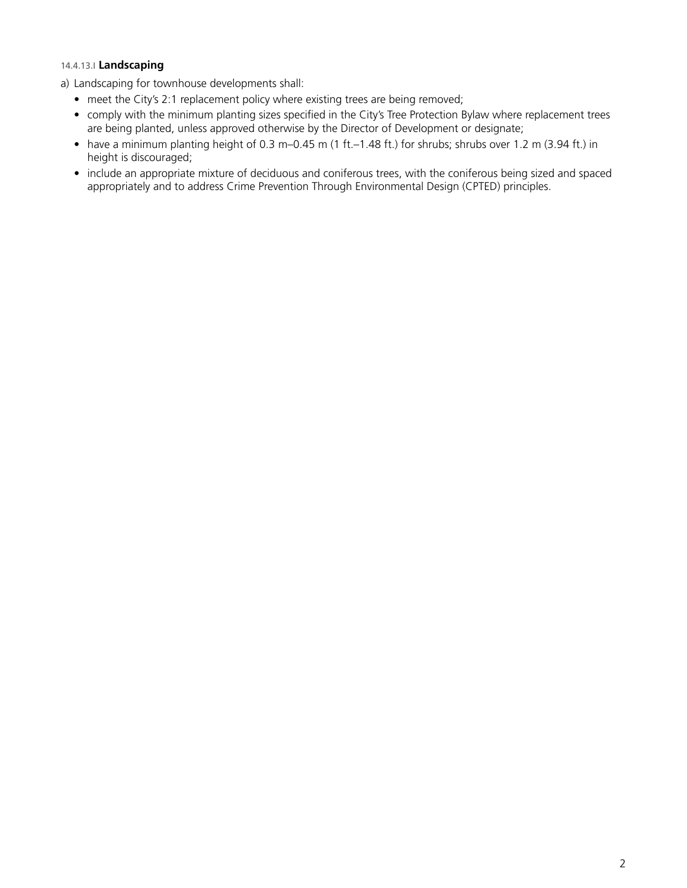#### 14.4.13.I **Landscaping**

a) Landscaping for townhouse developments shall:

- meet the City's 2:1 replacement policy where existing trees are being removed;
- comply with the minimum planting sizes specified in the City's Tree Protection Bylaw where replacement trees are being planted, unless approved otherwise by the Director of Development or designate;
- have a minimum planting height of 0.3 m–0.45 m (1 ft.–1.48 ft.) for shrubs; shrubs over 1.2 m (3.94 ft.) in height is discouraged;
- include an appropriate mixture of deciduous and coniferous trees, with the coniferous being sized and spaced appropriately and to address Crime Prevention Through Environmental Design (CPTED) principles.